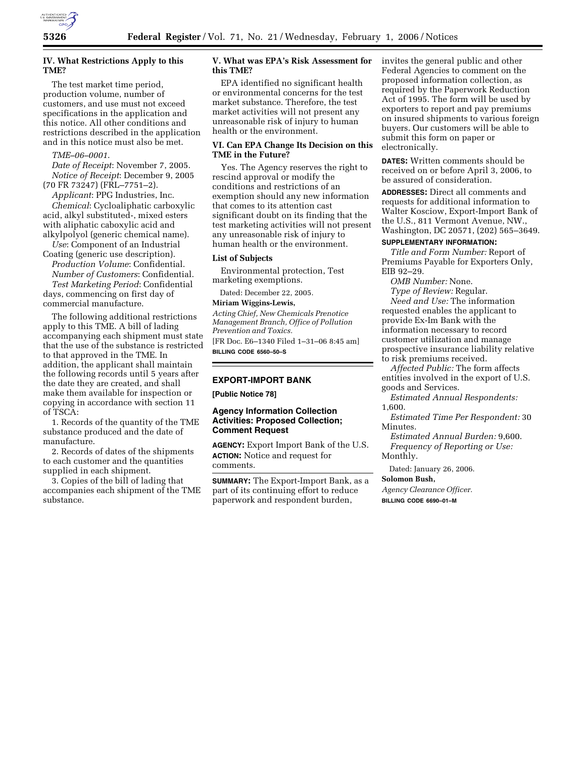### IV. What Restrictions Apply to this TME?

The test market time period, production volume, number of customers, and use must not exceed specifications in the application and this notice. All other conditions and restrictions described in the application and in this notice must also be met.

*TME–06–0001*.

*Date of Receipt*: November 7, 2005.

*Notice of Receipt*: December 9, 2005 (70 FR 73247) (FRL–7751–2).

*Applicant*: PPG Industries, Inc.

*Chemical*: Cycloaliphatic carboxylic acid, alkyl substituted-, mixed esters with aliphatic caboxylic acid and alkylpolyol (generic chemical name).

*Use*: Component of an Industrial Coating (generic use description).

*Production Volume*: Confidential.

*Number of Customers*: Confidential.

*Test Marketing Period*: Confidential days, commencing on first day of commercial manufacture.

The following additional restrictions apply to this TME. A bill of lading accompanying each shipment must state that the use of the substance is restricted to that approved in the TME. In addition, the applicant shall maintain the following records until 5 years after the date they are created, and shall make them available for inspection or copying in accordance with section 11 of TSCA:

1. Records of the quantity of the TME substance produced and the date of manufacture.

2. Records of dates of the shipments to each customer and the quantities supplied in each shipment.

3. Copies of the bill of lading that accompanies each shipment of the TME substance.

### V. What was EPA's Risk Assessment for this TME?

EPA identified no significant health or environmental concerns for the test market substance. Therefore, the test market activities will not present any unreasonable risk of injury to human health or the environment.

### VI. Can EPA Change Its Decision on this TME in the Future?

Yes. The Agency reserves the right to rescind approval or modify the conditions and restrictions of an exemption should any new information that comes to its attention cast significant doubt on its finding that the test marketing activities will not present any unreasonable risk of injury to human health or the environment.

### List of Subjects

Environmental protection, Test marketing exemptions.

Dated: December 22, 2005.

**Miriam Wiggins-Lewis,**

*Acting Chief, New Chemicals Prenotice Management Branch, Office of Pollution Prevention and Toxics.*

[FR Doc. E6–1340 Filed 1–31–06 8:45 am]

**BILLING CODE 6560–50–S**

## EXPORT-IMPORT BANK

**[Public Notice 78]**

### Agency Information Collection Activities: Proposed Collection; Comment Request

**AGENCY:** Export Import Bank of the U.S.

**ACTION:** Notice and request for comments.

**SUMMARY:** The Export-Import Bank, as a part of its continuing effort to reduce paperwork and respondent burden, invites the general public and other Federal Agencies to comment on the proposed information collection, as required by the Paperwork Reduction Act of 1995. The form will be used by exporters to report and pay premiums on insured shipments to various foreign buyers. Our customers will be able to submit this form on paper or electronically.

**DATES:** Written comments should be received on or before April 3, 2006, to be assured of consideration.

**ADDRESSES:** Direct all comments and requests for additional information to Walter Kosciow, Export-Import Bank of the U.S., 811 Vermont Avenue, NW., Washington, DC 20571, (202) 565–3649.

**SUPPLEMENTARY INFORMATION:**

*Title and Form Number:* Report of Premiums Payable for Exporters Only, EIB 92–29.

*OMB Number:* None.

*Type of Review:* Regular.

*Need and Use:* The information requested enables the applicant to provide Ex-Im Bank with the information necessary to record customer utilization and manage prospective insurance liability relative to risk premiums received.

*Affected Public:* The form affects entities involved in the export of U.S. goods and Services.

*Estimated Annual Respondents:* 1,600.

*Estimated Time Per Respondent:* 30 Minutes.

*Estimated Annual Burden:* 9,600.

*Frequency of Reporting or Use:* Monthly.

Dated: January 26, 2006.

**Solomon Bush,**

*Agency Clearance Officer.*

**BILLING CODE 6690–01–M**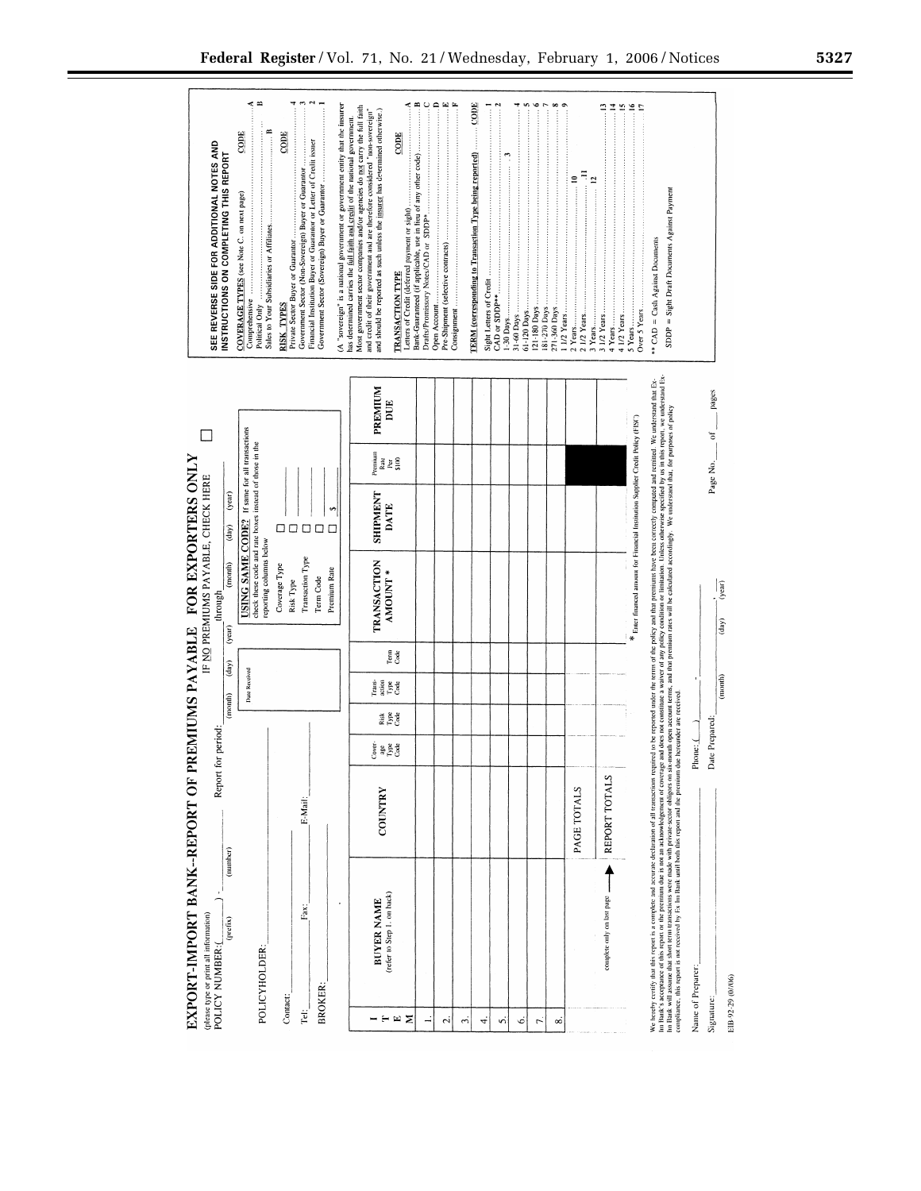# EXPORT-IMPORT BANK--REPORT OF PREMIUMS PAYABLE FOR EXPORTERS ONLY

(please type or print all information)

POLICY NUMBER: (______) - ____________
(prefix) (number)

Report for period: ______ ______ ______ through ______ ______ ______
(month) (day) (year) (month) (day) (year)

IF NO PREMIUMS PAYABLE, CHECK HERE ☐

POLICYHOLDER: ____________________

Contact: ____________________

Tel: __________ Fax: __________ E-Mail: __________

BROKER: ____________________

Date Received

**USING SAME CODE?** If same for all transactions check these code and rate boxes instead of those in the reporting columns below

- Coverage Type ☐ ______
- Risk Type ☐ ______
- Transaction Type ☐ ______
- Term Code ☐ ______
- Premium Rate ☐ $ ______

| ITEM | BUYER NAME (refer to Step 1. on back) | COUNTRY | Coverage Type Code | Risk Type Code | Transaction Type Code | Term Code | TRANSACTION AMOUNT * | SHIPMENT DATE | Premium Rate Per $100 | PREMIUM DUE |
|---|---|---|---|---|---|---|---|---|---|---|
| 1. | | | | | | | | | | |
| 2. | | | | | | | | | | |
| 3. | | | | | | | | | | |
| 4. | | | | | | | | | | |
| 5. | | | | | | | | | | |
| 6. | | | | | | | | | | |
| 7. | | | | | | | | | | |
| 8. | | | | | | | | | | |
| | | PAGE TOTALS | | | | | | | | |
| | complete only on last page ⟶ | REPORT TOTALS | | | | | | | | |

\* Enter financed amount for Financial Institution Supplier Credit Policy (FISC)

We hereby certify that this report is a complete and accurate declaration of all transactions required to be reported under the terms of the policy and that premiums have been correctly computed and remitted. We understand that Ex-Im Bank's acceptance of this report or the premium due is not an acknowledgement of coverage and does not constitute a waiver of any policy condition or limitation. Unless otherwise specified by us in this report, we understand Ex-Im Bank will assume that short term transactions were made with private-sector obligors on six-month open account terms, and that premium rates will be calculated accordingly. We understand that, for purposes of policy compliance, this report is not received by Ex-Im Bank until both this report and the premium due hereunder are received.

Name of Preparer: ____________________ Phone: (____) ______ - ______

Signature: ____________________ Date Prepared: ______ ______ ______
(month) (day) (year)

Page No. ____ of ____ pages

EIB 92-29 (01/06)

---

## SEE REVERSE SIDE FOR ADDITIONAL NOTES AND INSTRUCTIONS ON COMPLETING THIS REPORT

| COVERAGE TYPES (see Note C. on next page) | CODE |
|---|---|
| Comprehensive | A |
| Political Only | B |
| Sales to Your Subsidiaries or Affiliates | B |

| RISK TYPES | CODE |
|---|---|
| Private Sector Buyer or Guarantor | 4 |
| Government Sector (Non-Sovereign) Buyer or Guarantor | 3 |
| Financial Institution Buyer or Guarantor or Letter of Credit issuer | 2 |
| Government Sector (Sovereign) Buyer or Guarantor | 1 |

(A "sovereign" is a national government or government entity that the insurer has determined carries the full faith and credit of the national government. Most government sector companies and/or agencies do not carry the full faith and credit of their government and are therefore considered "non-sovereign" and should be reported as such unless the insurer has determined otherwise.)

| TRANSACTION TYPE | CODE |
|---|---|
| Letters of Credit (deferred payment or sight) | A |
| Bank-Guaranteed (if applicable, use in lieu of any other code) | B |
| Drafts/Promissory Notes/CAD or SDDP* | C |
| Open Account | D |
| Pre-Shipment (selective contracts) | E |
| Consignment | F |

| TERM (corresponding to Transaction Type being reported) | CODE |
|---|---|
| Sight Letters of Credit | 1 |
| CAD or SDDP** | 2 |
| 1-30 Days | 3 |
| 31-60 Days | 4 |
| 61-120 Days | 5 |
| 121-180 Days | 6 |
| 181-270 Days | 7 |
| 271-360 Days | 8 |
| 1 1/2 Years | 9 |
| 2 Years | 10 |
| 2 1/2 Years | 11 |
| 3 Years | 12 |
| 3 1/2 Years | 13 |
| 4 Years | 14 |
| 4 1/2 Years | 15 |
| 5 Years | 16 |
| Over 5 Years | 17 |

\*\* CAD = Cash Against Documents

SDDP = Sight Draft Documents Against Payment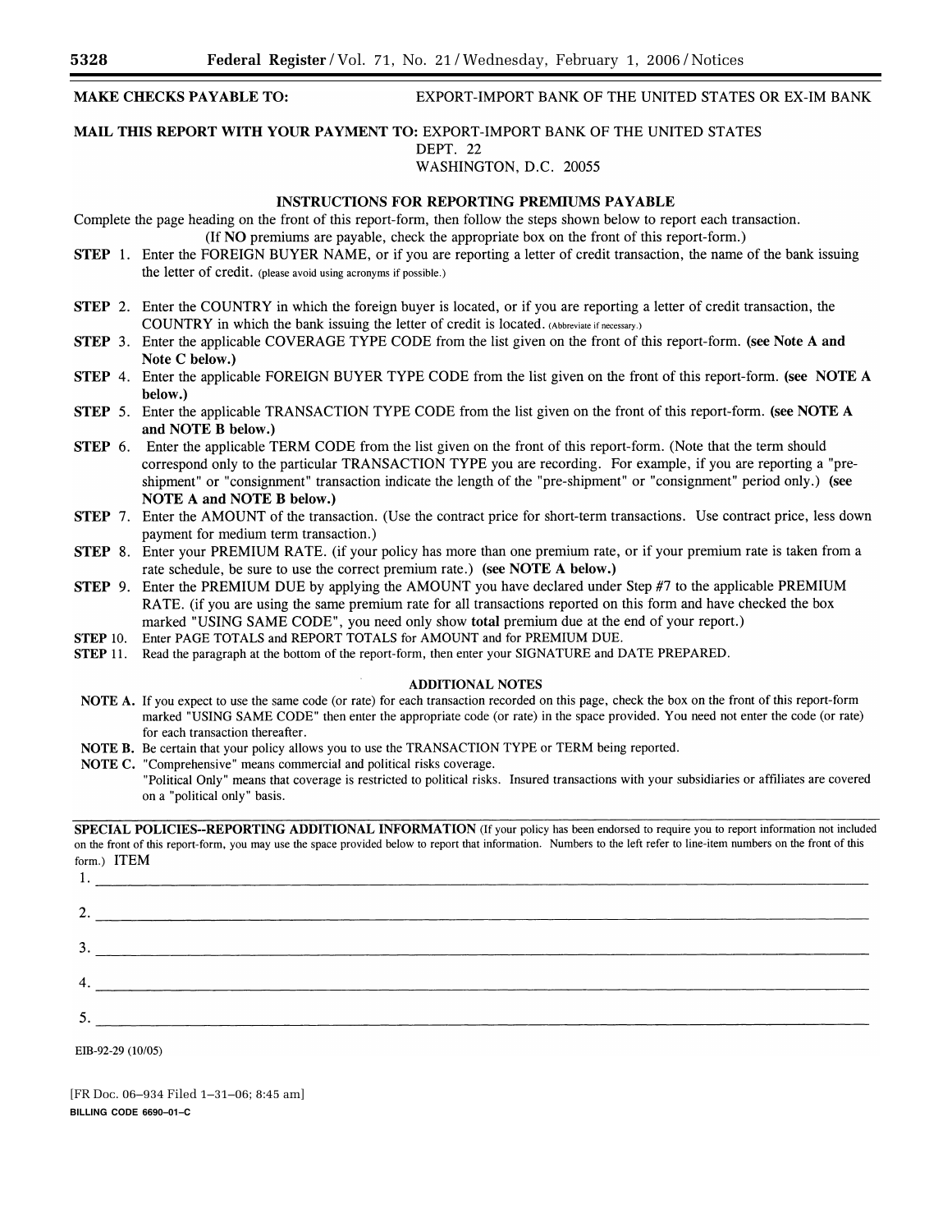**MAKE CHECKS PAYABLE TO:** EXPORT-IMPORT BANK OF THE UNITED STATES OR EX-IM BANK

**MAIL THIS REPORT WITH YOUR PAYMENT TO:** EXPORT-IMPORT BANK OF THE UNITED STATES
DEPT. 22
WASHINGTON, D.C. 20055

## INSTRUCTIONS FOR REPORTING PREMIUMS PAYABLE

Complete the page heading on the front of this report-form, then follow the steps shown below to report each transaction. (If **NO** premiums are payable, check the appropriate box on the front of this report-form.)

**STEP** 1. Enter the FOREIGN BUYER NAME, or if you are reporting a letter of credit transaction, the name of the bank issuing the letter of credit. (please avoid using acronyms if possible.)

**STEP** 2. Enter the COUNTRY in which the foreign buyer is located, or if you are reporting a letter of credit transaction, the COUNTRY in which the bank issuing the letter of credit is located. (Abbreviate if necessary.)

**STEP** 3. Enter the applicable COVERAGE TYPE CODE from the list given on the front of this report-form. **(see Note A and Note C below.)**

**STEP** 4. Enter the applicable FOREIGN BUYER TYPE CODE from the list given on the front of this report-form. **(see NOTE A below.)**

**STEP** 5. Enter the applicable TRANSACTION TYPE CODE from the list given on the front of this report-form. **(see NOTE A and NOTE B below.)**

**STEP** 6. Enter the applicable TERM CODE from the list given on the front of this report-form. (Note that the term should correspond only to the particular TRANSACTION TYPE you are recording. For example, if you are reporting a "pre-shipment" or "consignment" transaction indicate the length of the "pre-shipment" or "consignment" period only.) **(see NOTE A and NOTE B below.)**

**STEP** 7. Enter the AMOUNT of the transaction. (Use the contract price for short-term transactions. Use contract price, less down payment for medium term transaction.)

**STEP** 8. Enter your PREMIUM RATE. (if your policy has more than one premium rate, or if your premium rate is taken from a rate schedule, be sure to use the correct premium rate.) **(see NOTE A below.)**

**STEP** 9. Enter the PREMIUM DUE by applying the AMOUNT you have declared under Step #7 to the applicable PREMIUM RATE. (if you are using the same premium rate for all transactions reported on this form and have checked the box marked "USING SAME CODE", you need only show **total** premium due at the end of your report.)

**STEP** 10. Enter PAGE TOTALS and REPORT TOTALS for AMOUNT and for PREMIUM DUE.

**STEP** 11. Read the paragraph at the bottom of the report-form, then enter your SIGNATURE and DATE PREPARED.

### ADDITIONAL NOTES

**NOTE A.** If you expect to use the same code (or rate) for each transaction recorded on this page, check the box on the front of this report-form marked "USING SAME CODE" then enter the appropriate code (or rate) in the space provided. You need not enter the code (or rate) for each transaction thereafter.

**NOTE B.** Be certain that your policy allows you to use the TRANSACTION TYPE or TERM being reported.

**NOTE C.** "Comprehensive" means commercial and political risks coverage.
"Political Only" means that coverage is restricted to political risks. Insured transactions with your subsidiaries or affiliates are covered on a "political only" basis.

**SPECIAL POLICIES--REPORTING ADDITIONAL INFORMATION** (If your policy has been endorsed to require you to report information not included on the front of this report-form, you may use the space provided below to report that information. Numbers to the left refer to line-item numbers on the front of this form.) ITEM

1. \_\_\_\_\_\_\_\_\_\_\_\_\_\_\_\_\_\_\_\_\_\_\_\_\_\_\_\_\_\_\_\_

2. \_\_\_\_\_\_\_\_\_\_\_\_\_\_\_\_\_\_\_\_\_\_\_\_\_\_\_\_\_\_\_\_

3. \_\_\_\_\_\_\_\_\_\_\_\_\_\_\_\_\_\_\_\_\_\_\_\_\_\_\_\_\_\_\_\_

4. \_\_\_\_\_\_\_\_\_\_\_\_\_\_\_\_\_\_\_\_\_\_\_\_\_\_\_\_\_\_\_\_

5. \_\_\_\_\_\_\_\_\_\_\_\_\_\_\_\_\_\_\_\_\_\_\_\_\_\_\_\_\_\_\_\_

EIB-92-29 (10/05)

[FR Doc. 06–934 Filed 1–31–06; 8:45 am]

**BILLING CODE 6690–01–C**